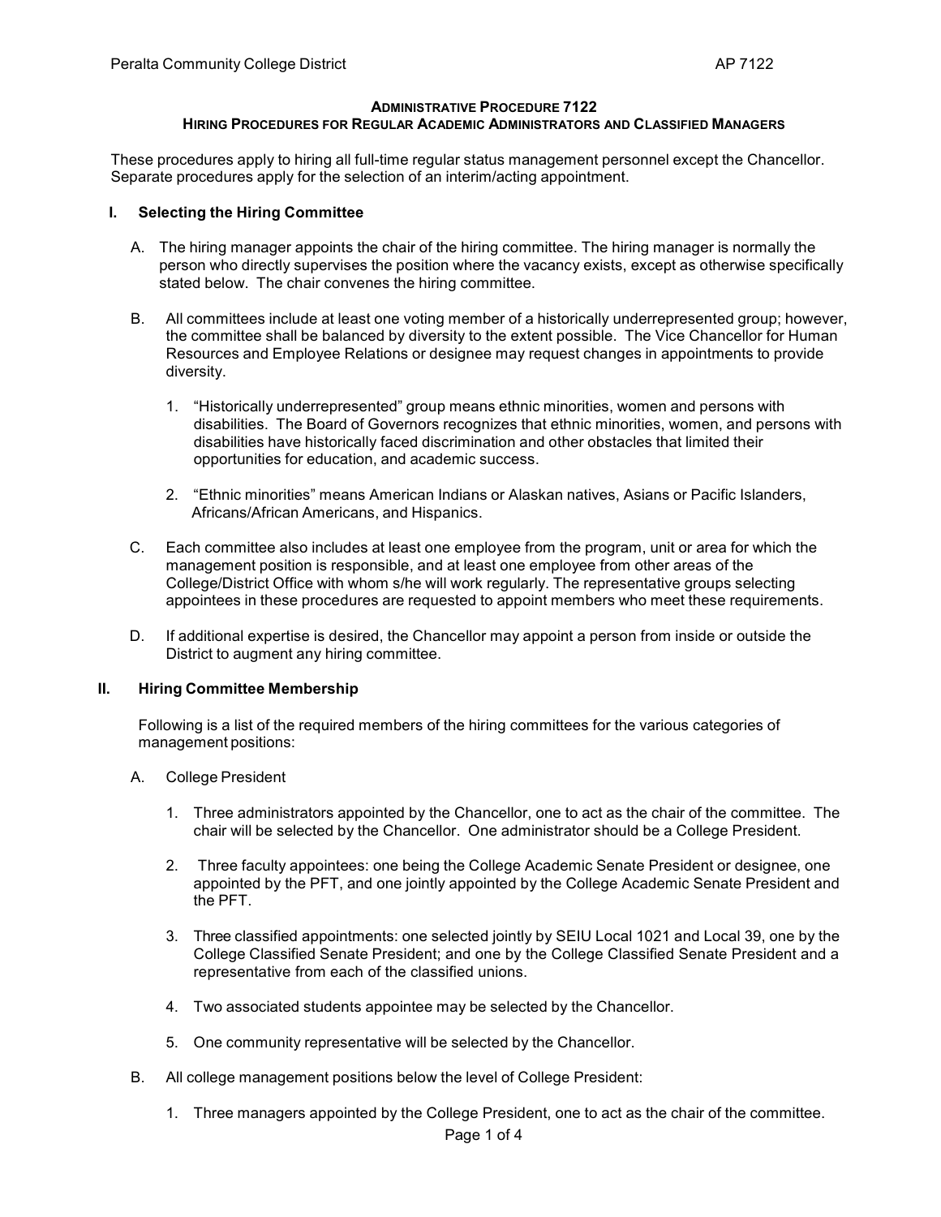# ADMINISTRATIVE PROCEDURE 7122

## HIRING PROCEDURES FOR REGULAR ACADEMIC ADMINISTRATORS AND CLASSIFIED MANAGERS

These procedures apply to hiring all full-time regular status management personnel except the Chancellor. Separate procedures apply for the selection of an interim/acting appointment.

### I. Selecting the Hiring Committee

A. The hiring manager appoints the chair of the hiring committee. The hiring manager is normally the person who directly supervises the position where the vacancy exists, except as otherwise specifically stated below. The chair convenes the hiring committee.

B. All committees include at least one voting member of a historically underrepresented group; however, the committee shall be balanced by diversity to the extent possible. The Vice Chancellor for Human Resources and Employee Relations or designee may request changes in appointments to provide diversity.

1. "Historically underrepresented" group means ethnic minorities, women and persons with disabilities. The Board of Governors recognizes that ethnic minorities, women, and persons with disabilities have historically faced discrimination and other obstacles that limited their opportunities for education, and academic success.

2. "Ethnic minorities" means American Indians or Alaskan natives, Asians or Pacific Islanders, Africans/African Americans, and Hispanics.

C. Each committee also includes at least one employee from the program, unit or area for which the management position is responsible, and at least one employee from other areas of the College/District Office with whom s/he will work regularly. The representative groups selecting appointees in these procedures are requested to appoint members who meet these requirements.

D. If additional expertise is desired, the Chancellor may appoint a person from inside or outside the District to augment any hiring committee.

### II. Hiring Committee Membership

Following is a list of the required members of the hiring committees for the various categories of management positions:

A. College President

1. Three administrators appointed by the Chancellor, one to act as the chair of the committee. The chair will be selected by the Chancellor. One administrator should be a College President.

2. Three faculty appointees: one being the College Academic Senate President or designee, one appointed by the PFT, and one jointly appointed by the College Academic Senate President and the PFT.

3. Three classified appointments: one selected jointly by SEIU Local 1021 and Local 39, one by the College Classified Senate President; and one by the College Classified Senate President and a representative from each of the classified unions.

4. Two associated students appointee may be selected by the Chancellor.

5. One community representative will be selected by the Chancellor.

B. All college management positions below the level of College President:

1. Three managers appointed by the College President, one to act as the chair of the committee.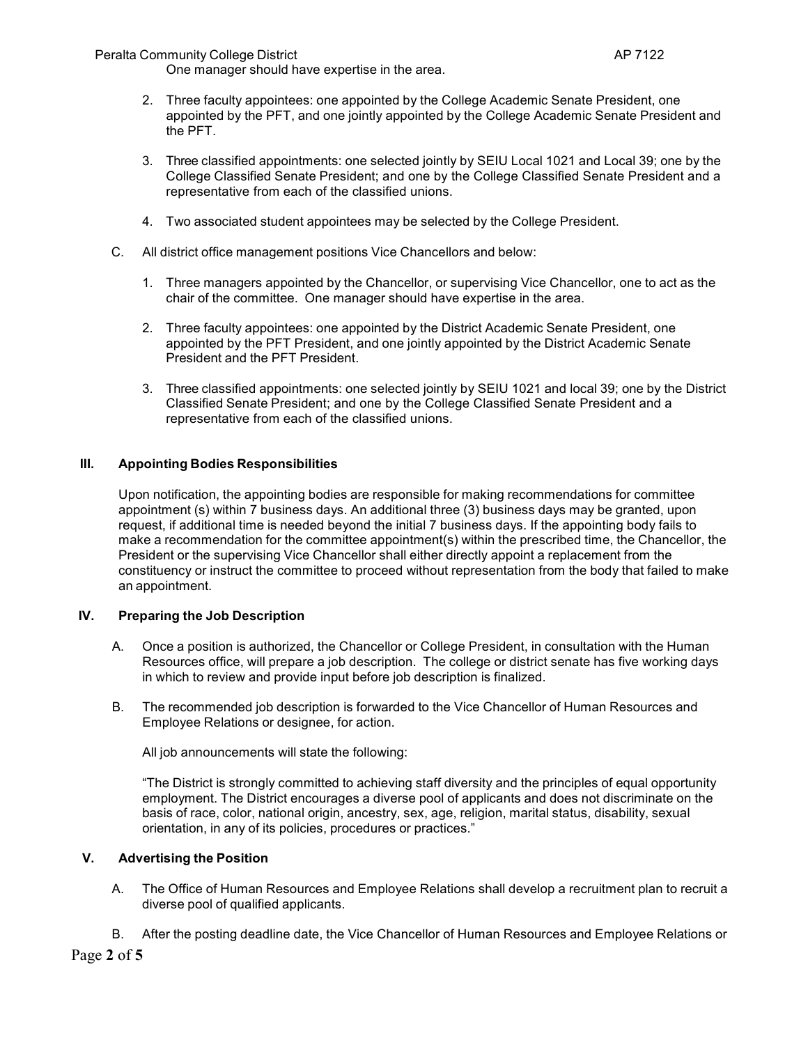One manager should have expertise in the area.

2. Three faculty appointees: one appointed by the College Academic Senate President, one appointed by the PFT, and one jointly appointed by the College Academic Senate President and the PFT.

3. Three classified appointments: one selected jointly by SEIU Local 1021 and Local 39; one by the College Classified Senate President; and one by the College Classified Senate President and a representative from each of the classified unions.

4. Two associated student appointees may be selected by the College President.

C. All district office management positions Vice Chancellors and below:

1. Three managers appointed by the Chancellor, or supervising Vice Chancellor, one to act as the chair of the committee. One manager should have expertise in the area.

2. Three faculty appointees: one appointed by the District Academic Senate President, one appointed by the PFT President, and one jointly appointed by the District Academic Senate President and the PFT President.

3. Three classified appointments: one selected jointly by SEIU 1021 and local 39; one by the District Classified Senate President; and one by the College Classified Senate President and a representative from each of the classified unions.

## III. Appointing Bodies Responsibilities

Upon notification, the appointing bodies are responsible for making recommendations for committee appointment (s) within 7 business days. An additional three (3) business days may be granted, upon request, if additional time is needed beyond the initial 7 business days. If the appointing body fails to make a recommendation for the committee appointment(s) within the prescribed time, the Chancellor, the President or the supervising Vice Chancellor shall either directly appoint a replacement from the constituency or instruct the committee to proceed without representation from the body that failed to make an appointment.

## IV. Preparing the Job Description

A. Once a position is authorized, the Chancellor or College President, in consultation with the Human Resources office, will prepare a job description. The college or district senate has five working days in which to review and provide input before job description is finalized.

B. The recommended job description is forwarded to the Vice Chancellor of Human Resources and Employee Relations or designee, for action.

All job announcements will state the following:

"The District is strongly committed to achieving staff diversity and the principles of equal opportunity employment. The District encourages a diverse pool of applicants and does not discriminate on the basis of race, color, national origin, ancestry, sex, age, religion, marital status, disability, sexual orientation, in any of its policies, procedures or practices."

## V. Advertising the Position

A. The Office of Human Resources and Employee Relations shall develop a recruitment plan to recruit a diverse pool of qualified applicants.

B. After the posting deadline date, the Vice Chancellor of Human Resources and Employee Relations or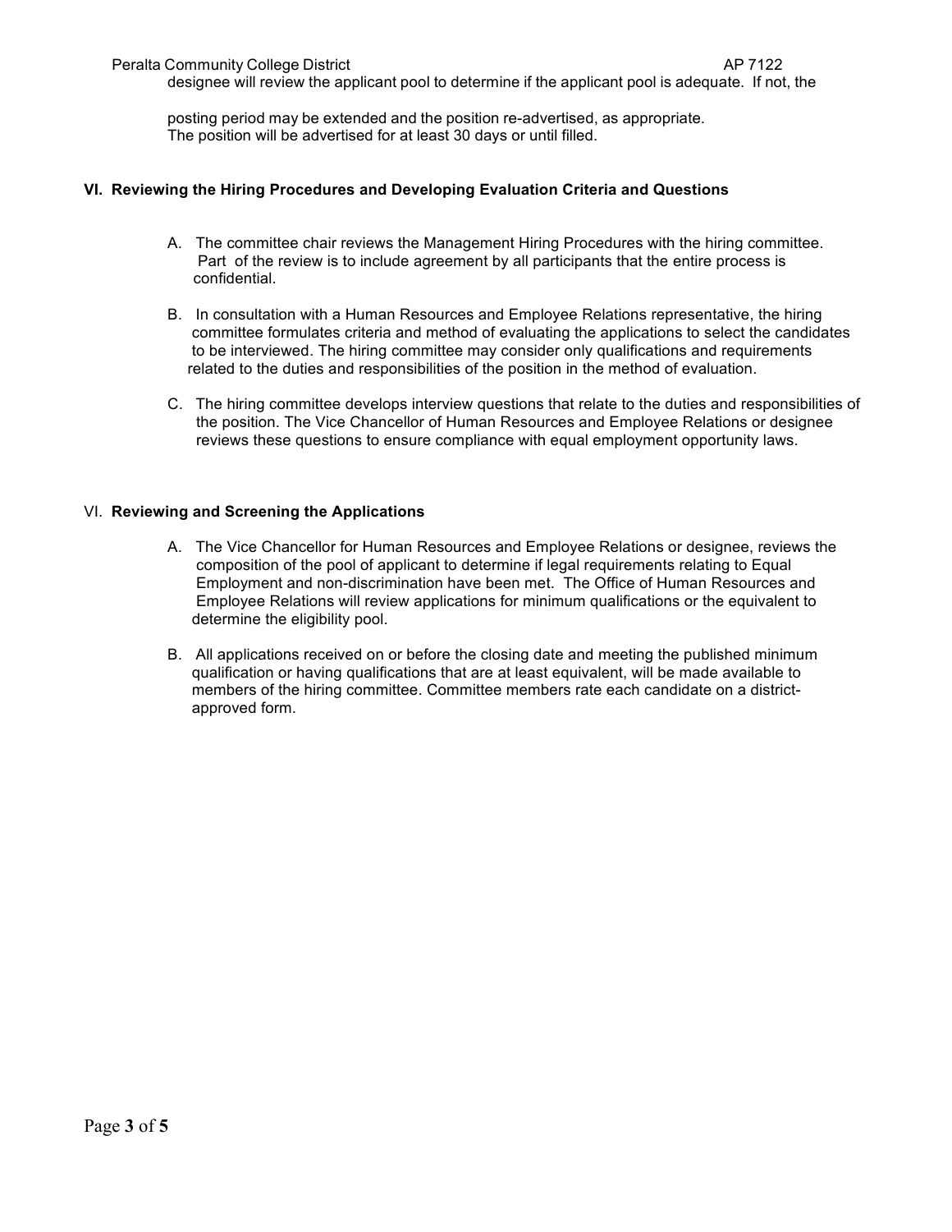designee will review the applicant pool to determine if the applicant pool is adequate. If not, the

posting period may be extended and the position re-advertised, as appropriate.
The position will be advertised for at least 30 days or until filled.

## VI. Reviewing the Hiring Procedures and Developing Evaluation Criteria and Questions

A. The committee chair reviews the Management Hiring Procedures with the hiring committee. Part of the review is to include agreement by all participants that the entire process is confidential.

B. In consultation with a Human Resources and Employee Relations representative, the hiring committee formulates criteria and method of evaluating the applications to select the candidates to be interviewed. The hiring committee may consider only qualifications and requirements related to the duties and responsibilities of the position in the method of evaluation.

C. The hiring committee develops interview questions that relate to the duties and responsibilities of the position. The Vice Chancellor of Human Resources and Employee Relations or designee reviews these questions to ensure compliance with equal employment opportunity laws.

## VI. Reviewing and Screening the Applications

A. The Vice Chancellor for Human Resources and Employee Relations or designee, reviews the composition of the pool of applicant to determine if legal requirements relating to Equal Employment and non-discrimination have been met. The Office of Human Resources and Employee Relations will review applications for minimum qualifications or the equivalent to determine the eligibility pool.

B. All applications received on or before the closing date and meeting the published minimum qualification or having qualifications that are at least equivalent, will be made available to members of the hiring committee. Committee members rate each candidate on a district-approved form.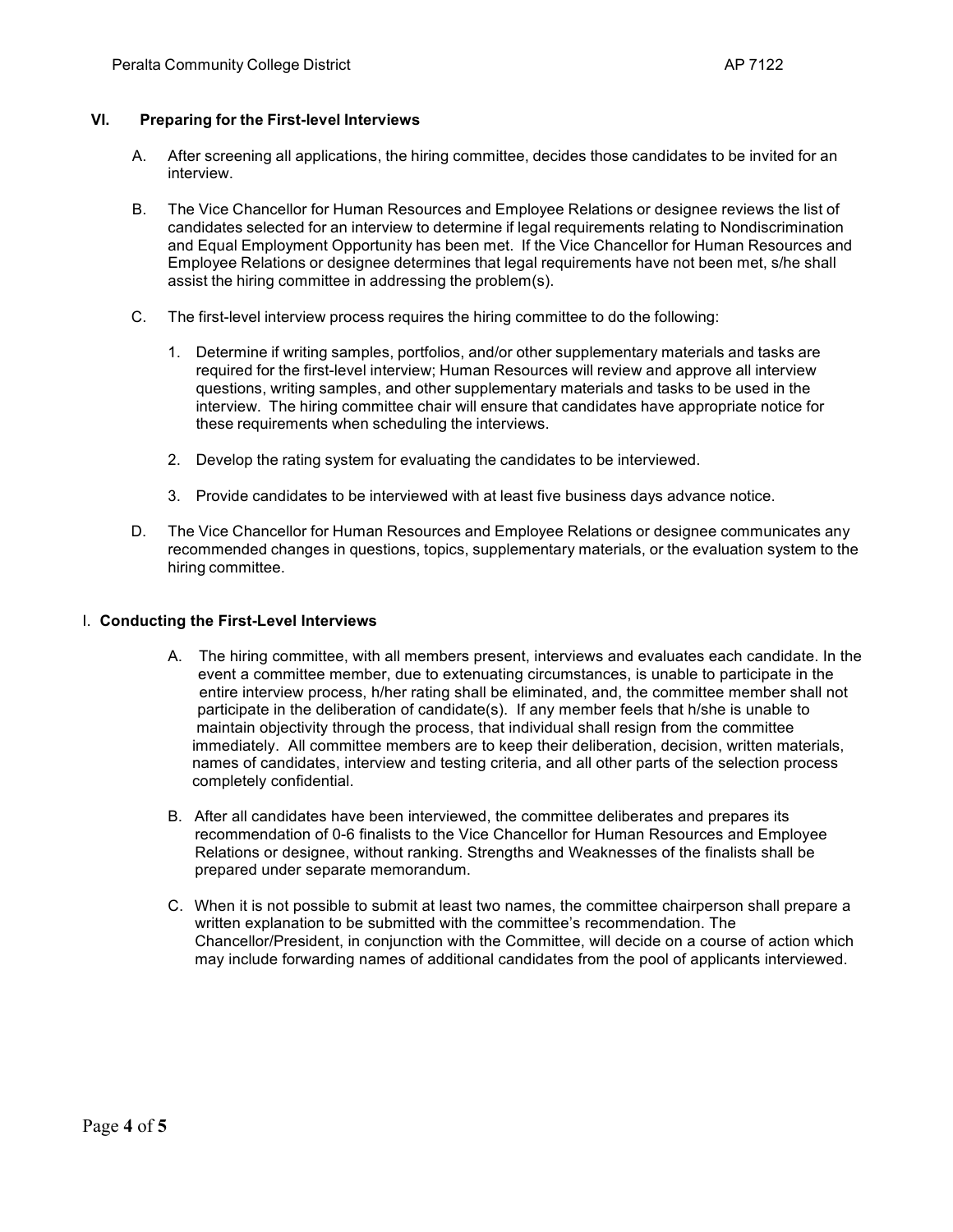## VI. Preparing for the First-level Interviews

A. After screening all applications, the hiring committee, decides those candidates to be invited for an interview.

B. The Vice Chancellor for Human Resources and Employee Relations or designee reviews the list of candidates selected for an interview to determine if legal requirements relating to Nondiscrimination and Equal Employment Opportunity has been met. If the Vice Chancellor for Human Resources and Employee Relations or designee determines that legal requirements have not been met, s/he shall assist the hiring committee in addressing the problem(s).

C. The first-level interview process requires the hiring committee to do the following:

1. Determine if writing samples, portfolios, and/or other supplementary materials and tasks are required for the first-level interview; Human Resources will review and approve all interview questions, writing samples, and other supplementary materials and tasks to be used in the interview. The hiring committee chair will ensure that candidates have appropriate notice for these requirements when scheduling the interviews.
2. Develop the rating system for evaluating the candidates to be interviewed.
3. Provide candidates to be interviewed with at least five business days advance notice.

D. The Vice Chancellor for Human Resources and Employee Relations or designee communicates any recommended changes in questions, topics, supplementary materials, or the evaluation system to the hiring committee.

## I. Conducting the First-Level Interviews

A. The hiring committee, with all members present, interviews and evaluates each candidate. In the event a committee member, due to extenuating circumstances, is unable to participate in the entire interview process, h/her rating shall be eliminated, and, the committee member shall not participate in the deliberation of candidate(s). If any member feels that h/she is unable to maintain objectivity through the process, that individual shall resign from the committee immediately. All committee members are to keep their deliberation, decision, written materials, names of candidates, interview and testing criteria, and all other parts of the selection process completely confidential.

B. After all candidates have been interviewed, the committee deliberates and prepares its recommendation of 0-6 finalists to the Vice Chancellor for Human Resources and Employee Relations or designee, without ranking. Strengths and Weaknesses of the finalists shall be prepared under separate memorandum.

C. When it is not possible to submit at least two names, the committee chairperson shall prepare a written explanation to be submitted with the committee's recommendation. The Chancellor/President, in conjunction with the Committee, will decide on a course of action which may include forwarding names of additional candidates from the pool of applicants interviewed.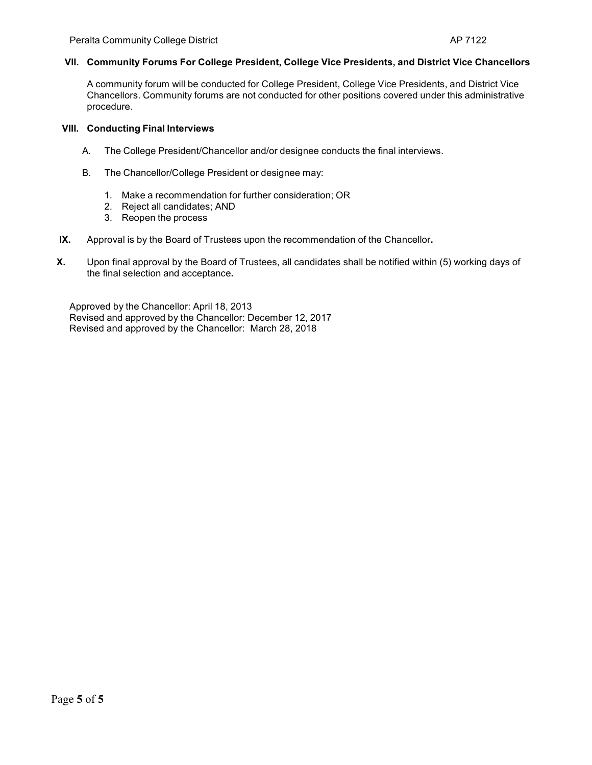### VII. Community Forums For College President, College Vice Presidents, and District Vice Chancellors

A community forum will be conducted for College President, College Vice Presidents, and District Vice Chancellors. Community forums are not conducted for other positions covered under this administrative procedure.

### VIII. Conducting Final Interviews

A. The College President/Chancellor and/or designee conducts the final interviews.

B. The Chancellor/College President or designee may:

1. Make a recommendation for further consideration; OR
2. Reject all candidates; AND
3. Reopen the process

**IX.** Approval is by the Board of Trustees upon the recommendation of the Chancellor**.**

**X.** Upon final approval by the Board of Trustees, all candidates shall be notified within (5) working days of the final selection and acceptance**.**

Approved by the Chancellor: April 18, 2013
Revised and approved by the Chancellor: December 12, 2017
Revised and approved by the Chancellor: March 28, 2018